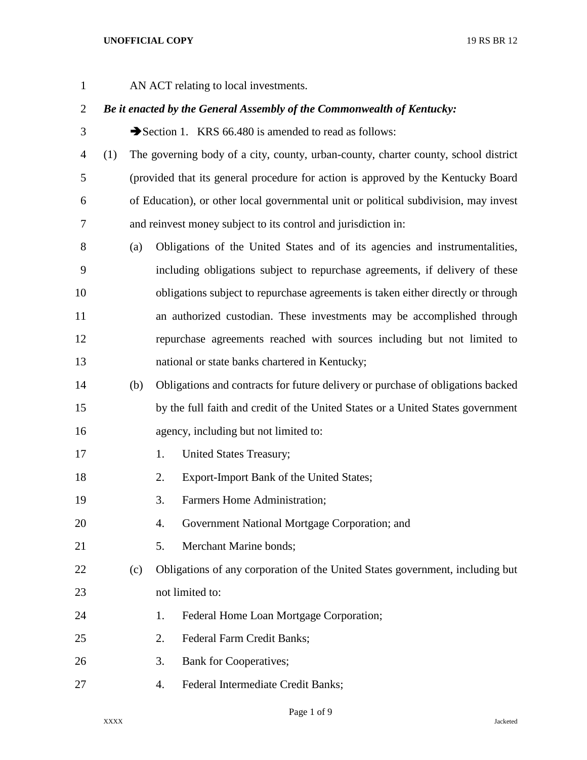AN ACT relating to local investments.

***Be it enacted by the General Assembly of the Commonwealth of Kentucky:***

➔Section 1. KRS 66.480 is amended to read as follows:

(1) The governing body of a city, county, urban-county, charter county, school district (provided that its general procedure for action is approved by the Kentucky Board of Education), or other local governmental unit or political subdivision, may invest and reinvest money subject to its control and jurisdiction in:

(a) Obligations of the United States and of its agencies and instrumentalities, including obligations subject to repurchase agreements, if delivery of these obligations subject to repurchase agreements is taken either directly or through an authorized custodian. These investments may be accomplished through repurchase agreements reached with sources including but not limited to national or state banks chartered in Kentucky;

(b) Obligations and contracts for future delivery or purchase of obligations backed by the full faith and credit of the United States or a United States government agency, including but not limited to:

1. United States Treasury;
2. Export-Import Bank of the United States;
3. Farmers Home Administration;
4. Government National Mortgage Corporation; and
5. Merchant Marine bonds;

(c) Obligations of any corporation of the United States government, including but not limited to:

1. Federal Home Loan Mortgage Corporation;
2. Federal Farm Credit Banks;
3. Bank for Cooperatives;
4. Federal Intermediate Credit Banks;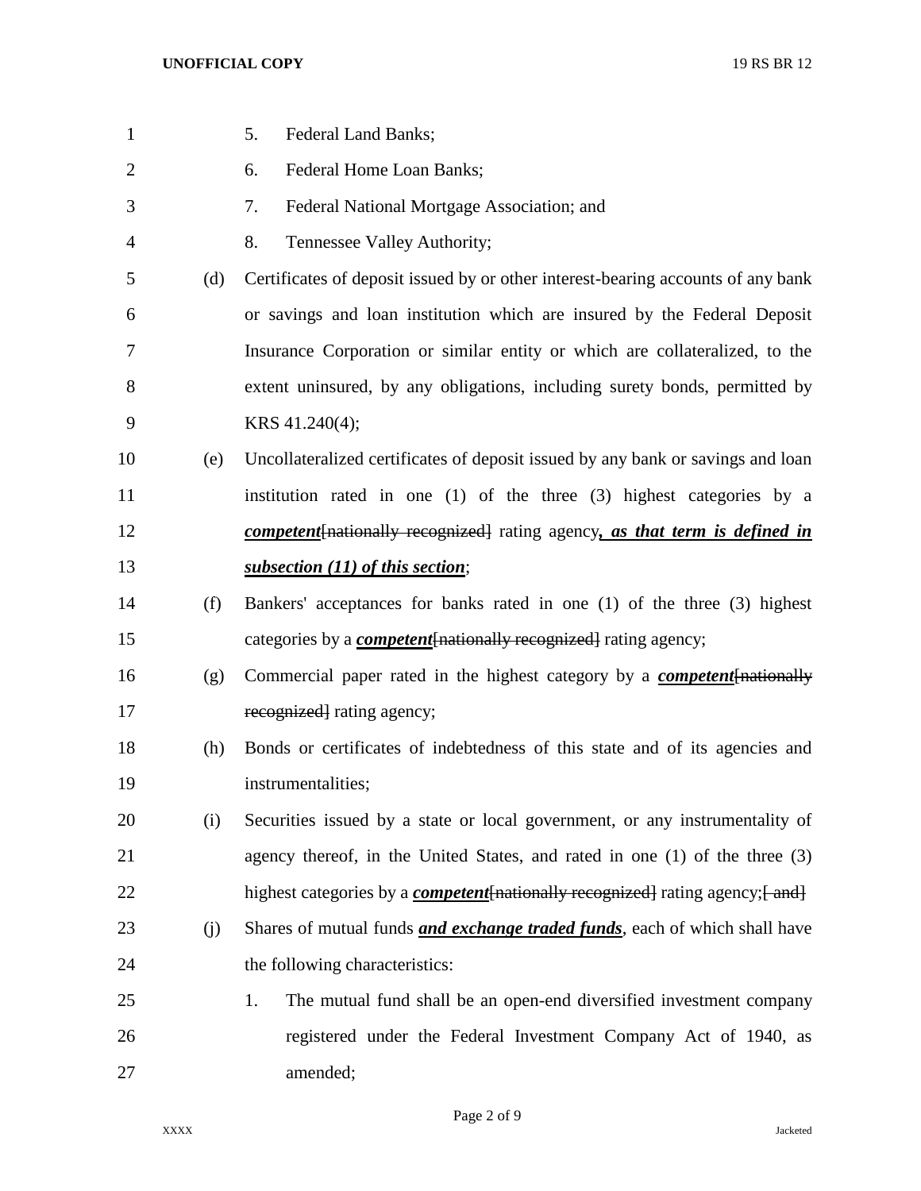5. Federal Land Banks;

6. Federal Home Loan Banks;

7. Federal National Mortgage Association; and

8. Tennessee Valley Authority;

(d) Certificates of deposit issued by or other interest-bearing accounts of any bank or savings and loan institution which are insured by the Federal Deposit Insurance Corporation or similar entity or which are collateralized, to the extent uninsured, by any obligations, including surety bonds, permitted by KRS 41.240(4);

(e) Uncollateralized certificates of deposit issued by any bank or savings and loan institution rated in one (1) of the three (3) highest categories by a ***competent***~~[nationally recognized]~~ rating agency***, as that term is defined in subsection (11) of this section***;

(f) Bankers' acceptances for banks rated in one (1) of the three (3) highest categories by a ***competent***~~[nationally recognized]~~ rating agency;

(g) Commercial paper rated in the highest category by a ***competent***~~[nationally recognized]~~ rating agency;

(h) Bonds or certificates of indebtedness of this state and of its agencies and instrumentalities;

(i) Securities issued by a state or local government, or any instrumentality of agency thereof, in the United States, and rated in one (1) of the three (3) highest categories by a ***competent***~~[nationally recognized]~~ rating agency;~~[ and]~~

(j) Shares of mutual funds ***and exchange traded funds***, each of which shall have the following characteristics:

1. The mutual fund shall be an open-end diversified investment company registered under the Federal Investment Company Act of 1940, as amended;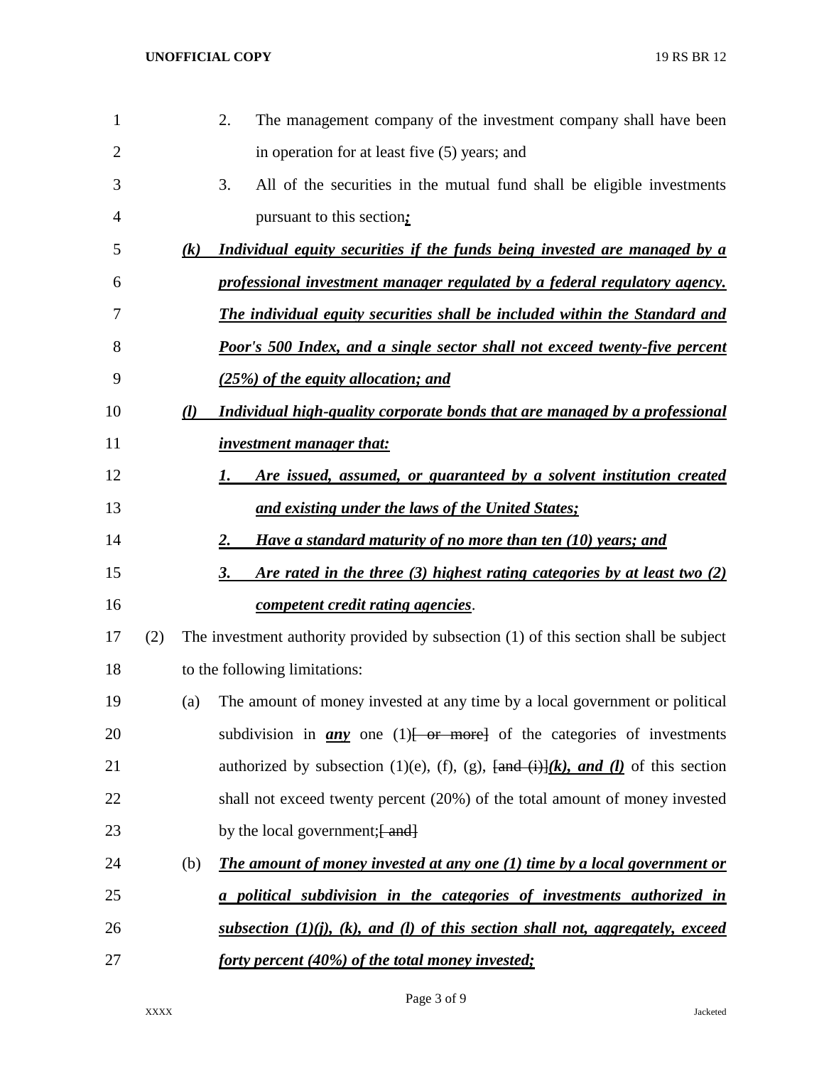2. The management company of the investment company shall have been in operation for at least five (5) years; and

3. All of the securities in the mutual fund shall be eligible investments pursuant to this section***;***

***(k)*** ***Individual equity securities if the funds being invested are managed by a professional investment manager regulated by a federal regulatory agency. The individual equity securities shall be included within the Standard and Poor's 500 Index, and a single sector shall not exceed twenty-five percent (25%) of the equity allocation; and***

***(l)*** ***Individual high-quality corporate bonds that are managed by a professional investment manager that:***

***1.*** ***Are issued, assumed, or guaranteed by a solvent institution created and existing under the laws of the United States;***

***2.*** ***Have a standard maturity of no more than ten (10) years; and***

***3.*** ***Are rated in the three (3) highest rating categories by at least two (2) competent credit rating agencies***.

(2) The investment authority provided by subsection (1) of this section shall be subject to the following limitations:

(a) The amount of money invested at any time by a local government or political subdivision in ***any*** one (1)~~[ or more]~~ of the categories of investments authorized by subsection (1)(e), (f), (g), ~~[and (i)]~~***(k), and (l)*** of this section shall not exceed twenty percent (20%) of the total amount of money invested by the local government;~~[ and]~~

(b) ***The amount of money invested at any one (1) time by a local government or a political subdivision in the categories of investments authorized in subsection (1)(j), (k), and (l) of this section shall not, aggregately, exceed forty percent (40%) of the total money invested;***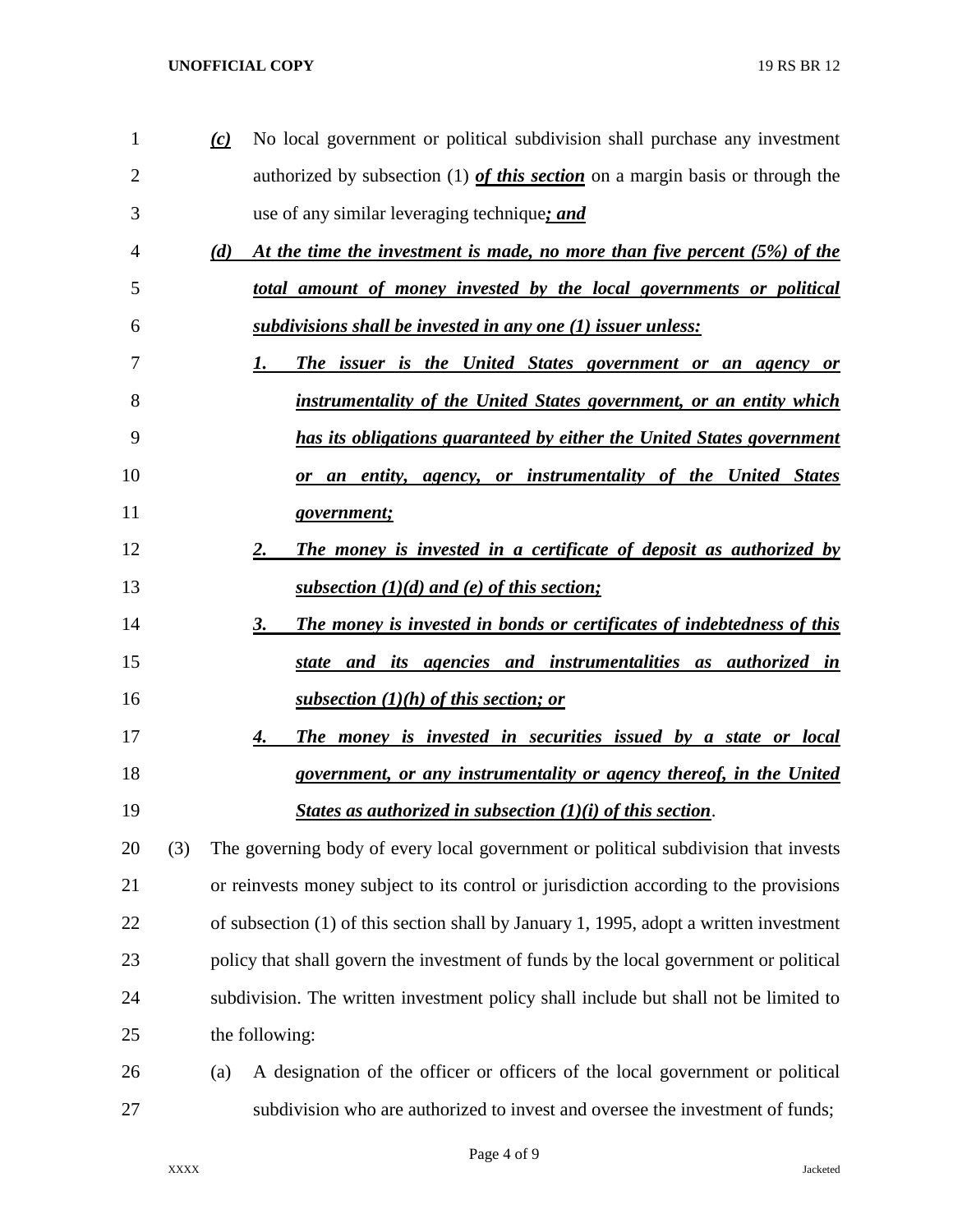(c) No local government or political subdivision shall purchase any investment authorized by subsection (1) ***of this section*** on a margin basis or through the use of any similar leveraging technique***; and***

***(d) At the time the investment is made, no more than five percent (5%) of the total amount of money invested by the local governments or political subdivisions shall be invested in any one (1) issuer unless:***

***1. The issuer is the United States government or an agency or instrumentality of the United States government, or an entity which has its obligations guaranteed by either the United States government or an entity, agency, or instrumentality of the United States government;***

***2. The money is invested in a certificate of deposit as authorized by subsection (1)(d) and (e) of this section;***

***3. The money is invested in bonds or certificates of indebtedness of this state and its agencies and instrumentalities as authorized in subsection (1)(h) of this section; or***

***4. The money is invested in securities issued by a state or local government, or any instrumentality or agency thereof, in the United States as authorized in subsection (1)(i) of this section***.

(3) The governing body of every local government or political subdivision that invests or reinvests money subject to its control or jurisdiction according to the provisions of subsection (1) of this section shall by January 1, 1995, adopt a written investment policy that shall govern the investment of funds by the local government or political subdivision. The written investment policy shall include but shall not be limited to the following:

(a) A designation of the officer or officers of the local government or political subdivision who are authorized to invest and oversee the investment of funds;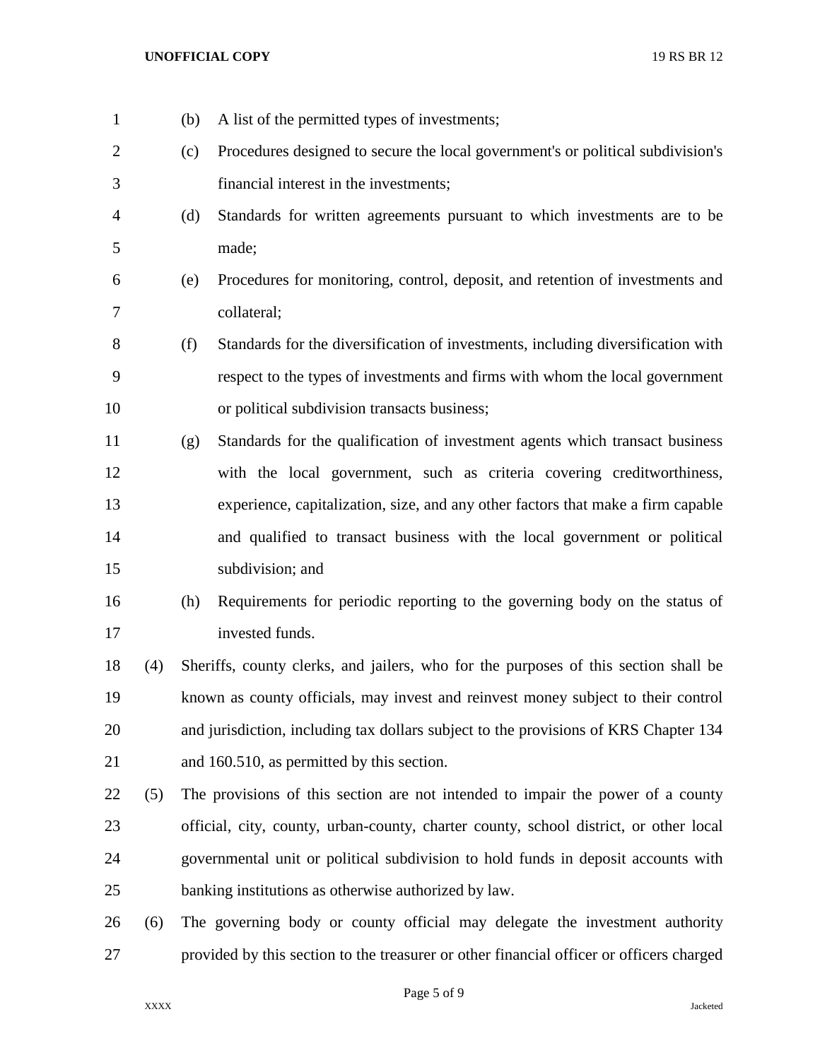(b) A list of the permitted types of investments;

(c) Procedures designed to secure the local government's or political subdivision's financial interest in the investments;

(d) Standards for written agreements pursuant to which investments are to be made;

(e) Procedures for monitoring, control, deposit, and retention of investments and collateral;

(f) Standards for the diversification of investments, including diversification with respect to the types of investments and firms with whom the local government or political subdivision transacts business;

(g) Standards for the qualification of investment agents which transact business with the local government, such as criteria covering creditworthiness, experience, capitalization, size, and any other factors that make a firm capable and qualified to transact business with the local government or political subdivision; and

(h) Requirements for periodic reporting to the governing body on the status of invested funds.

(4) Sheriffs, county clerks, and jailers, who for the purposes of this section shall be known as county officials, may invest and reinvest money subject to their control and jurisdiction, including tax dollars subject to the provisions of KRS Chapter 134 and 160.510, as permitted by this section.

(5) The provisions of this section are not intended to impair the power of a county official, city, county, urban-county, charter county, school district, or other local governmental unit or political subdivision to hold funds in deposit accounts with banking institutions as otherwise authorized by law.

(6) The governing body or county official may delegate the investment authority provided by this section to the treasurer or other financial officer or officers charged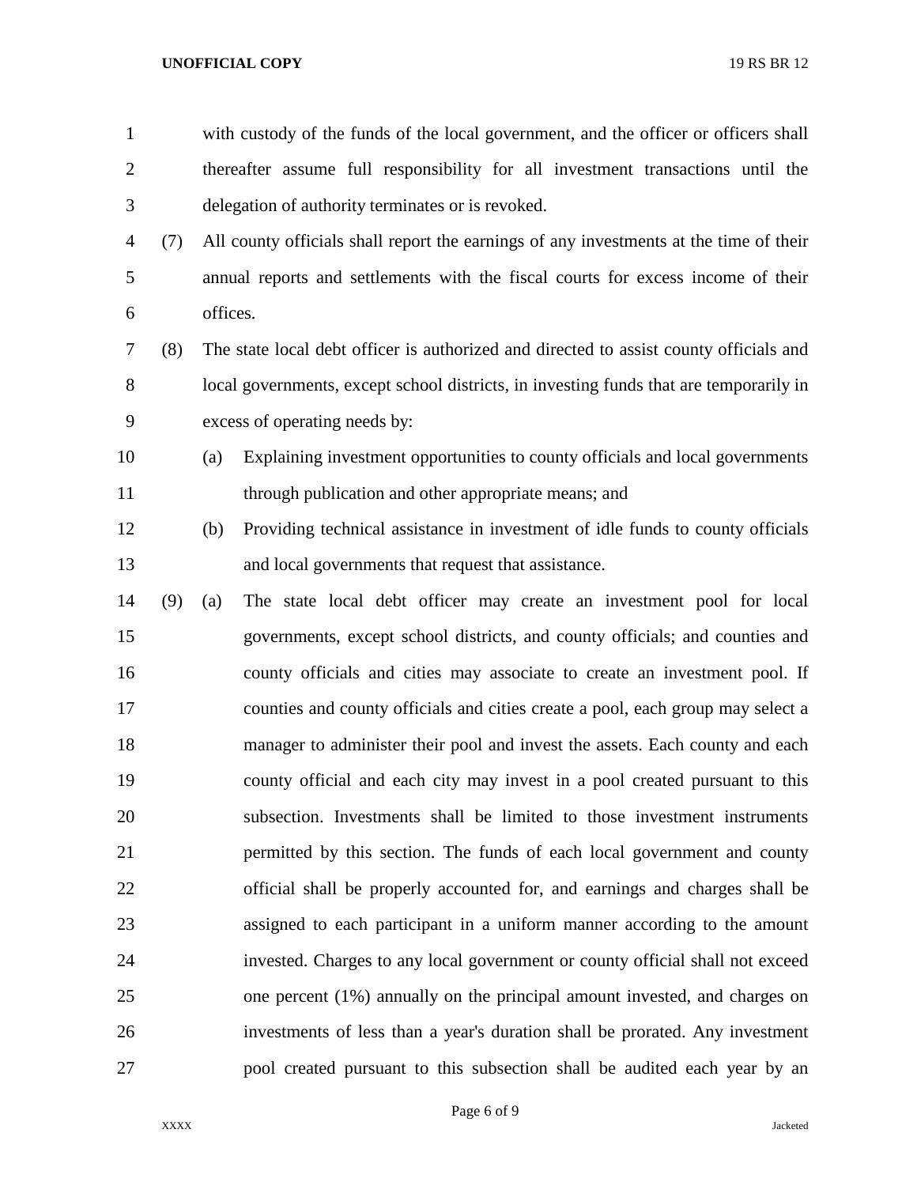with custody of the funds of the local government, and the officer or officers shall thereafter assume full responsibility for all investment transactions until the delegation of authority terminates or is revoked.

(7) All county officials shall report the earnings of any investments at the time of their annual reports and settlements with the fiscal courts for excess income of their offices.

(8) The state local debt officer is authorized and directed to assist county officials and local governments, except school districts, in investing funds that are temporarily in excess of operating needs by:

(a) Explaining investment opportunities to county officials and local governments through publication and other appropriate means; and

(b) Providing technical assistance in investment of idle funds to county officials and local governments that request that assistance.

(9) (a) The state local debt officer may create an investment pool for local governments, except school districts, and county officials; and counties and county officials and cities may associate to create an investment pool. If counties and county officials and cities create a pool, each group may select a manager to administer their pool and invest the assets. Each county and each county official and each city may invest in a pool created pursuant to this subsection. Investments shall be limited to those investment instruments permitted by this section. The funds of each local government and county official shall be properly accounted for, and earnings and charges shall be assigned to each participant in a uniform manner according to the amount invested. Charges to any local government or county official shall not exceed one percent (1%) annually on the principal amount invested, and charges on investments of less than a year's duration shall be prorated. Any investment pool created pursuant to this subsection shall be audited each year by an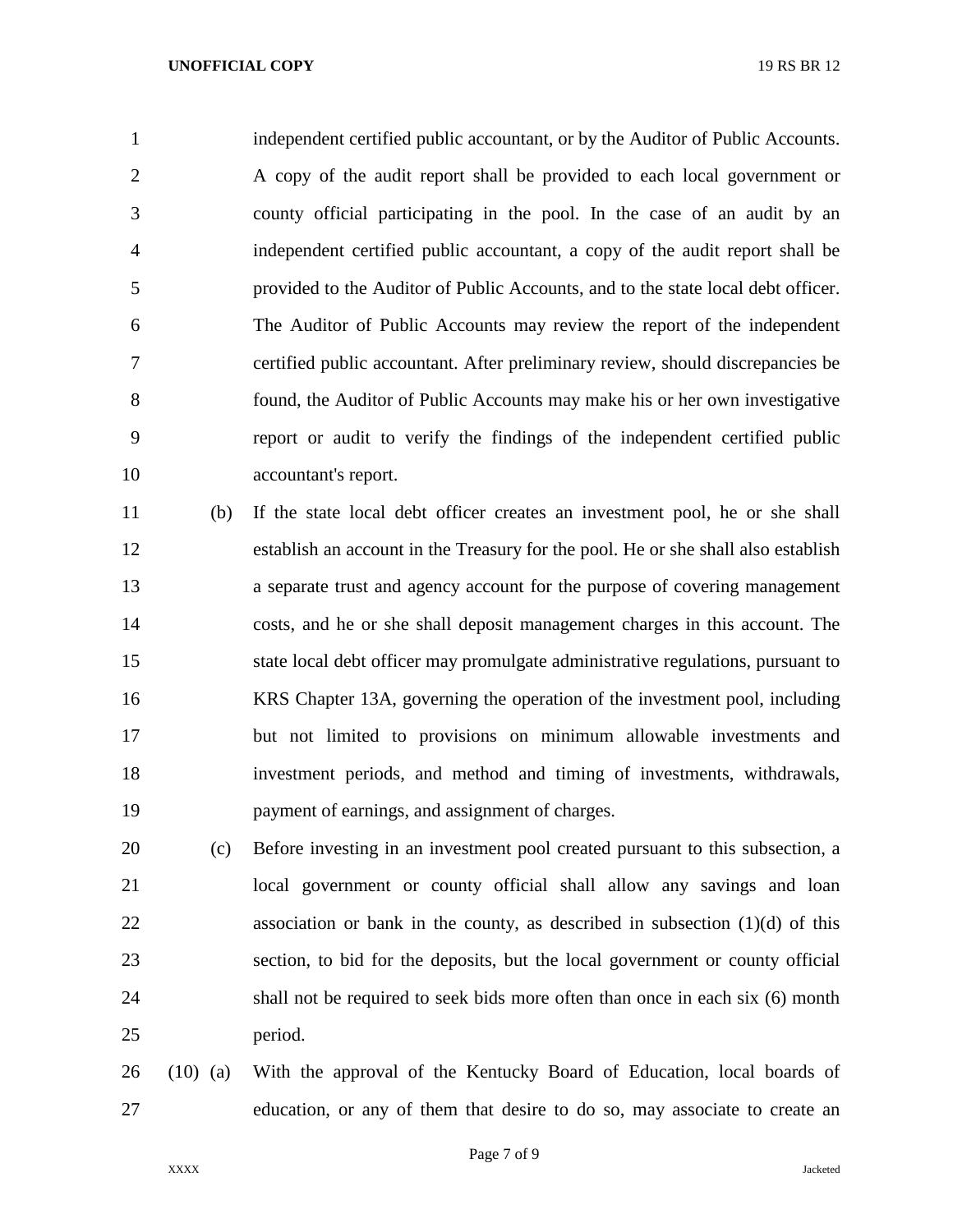independent certified public accountant, or by the Auditor of Public Accounts. A copy of the audit report shall be provided to each local government or county official participating in the pool. In the case of an audit by an independent certified public accountant, a copy of the audit report shall be provided to the Auditor of Public Accounts, and to the state local debt officer. The Auditor of Public Accounts may review the report of the independent certified public accountant. After preliminary review, should discrepancies be found, the Auditor of Public Accounts may make his or her own investigative report or audit to verify the findings of the independent certified public accountant's report.

(b) If the state local debt officer creates an investment pool, he or she shall establish an account in the Treasury for the pool. He or she shall also establish a separate trust and agency account for the purpose of covering management costs, and he or she shall deposit management charges in this account. The state local debt officer may promulgate administrative regulations, pursuant to KRS Chapter 13A, governing the operation of the investment pool, including but not limited to provisions on minimum allowable investments and investment periods, and method and timing of investments, withdrawals, payment of earnings, and assignment of charges.

(c) Before investing in an investment pool created pursuant to this subsection, a local government or county official shall allow any savings and loan association or bank in the county, as described in subsection (1)(d) of this section, to bid for the deposits, but the local government or county official shall not be required to seek bids more often than once in each six (6) month period.

(10) (a) With the approval of the Kentucky Board of Education, local boards of education, or any of them that desire to do so, may associate to create an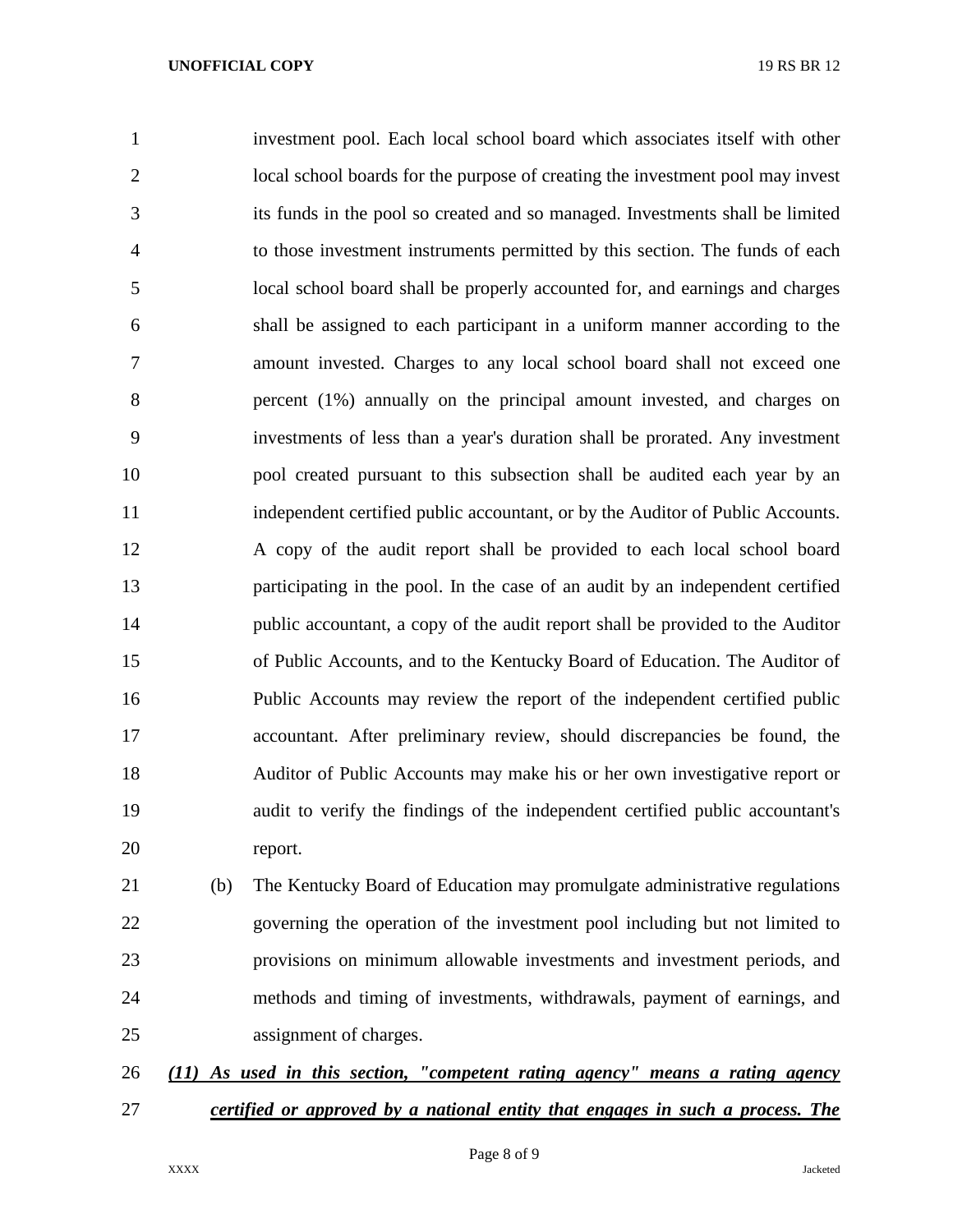investment pool. Each local school board which associates itself with other local school boards for the purpose of creating the investment pool may invest its funds in the pool so created and so managed. Investments shall be limited to those investment instruments permitted by this section. The funds of each local school board shall be properly accounted for, and earnings and charges shall be assigned to each participant in a uniform manner according to the amount invested. Charges to any local school board shall not exceed one percent (1%) annually on the principal amount invested, and charges on investments of less than a year's duration shall be prorated. Any investment pool created pursuant to this subsection shall be audited each year by an independent certified public accountant, or by the Auditor of Public Accounts. A copy of the audit report shall be provided to each local school board participating in the pool. In the case of an audit by an independent certified public accountant, a copy of the audit report shall be provided to the Auditor of Public Accounts, and to the Kentucky Board of Education. The Auditor of Public Accounts may review the report of the independent certified public accountant. After preliminary review, should discrepancies be found, the Auditor of Public Accounts may make his or her own investigative report or audit to verify the findings of the independent certified public accountant's report.

(b) The Kentucky Board of Education may promulgate administrative regulations governing the operation of the investment pool including but not limited to provisions on minimum allowable investments and investment periods, and methods and timing of investments, withdrawals, payment of earnings, and assignment of charges.

***(11) As used in this section, "competent rating agency" means a rating agency certified or approved by a national entity that engages in such a process. The***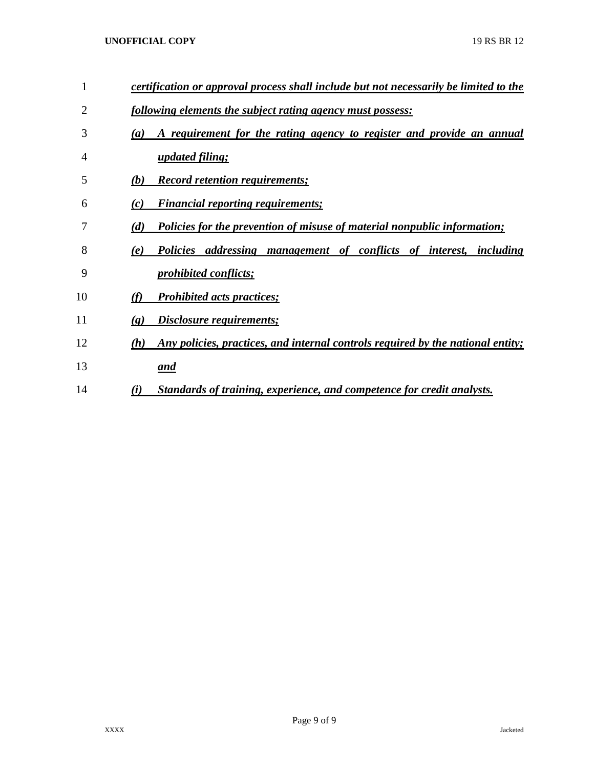***certification or approval process shall include but not necessarily be limited to the following elements the subject rating agency must possess:***

***(a) A requirement for the rating agency to register and provide an annual updated filing;***

***(b) Record retention requirements;***

***(c) Financial reporting requirements;***

***(d) Policies for the prevention of misuse of material nonpublic information;***

***(e) Policies addressing management of conflicts of interest, including prohibited conflicts;***

***(f) Prohibited acts practices;***

***(g) Disclosure requirements;***

***(h) Any policies, practices, and internal controls required by the national entity; and***

***(i) Standards of training, experience, and competence for credit analysts.***